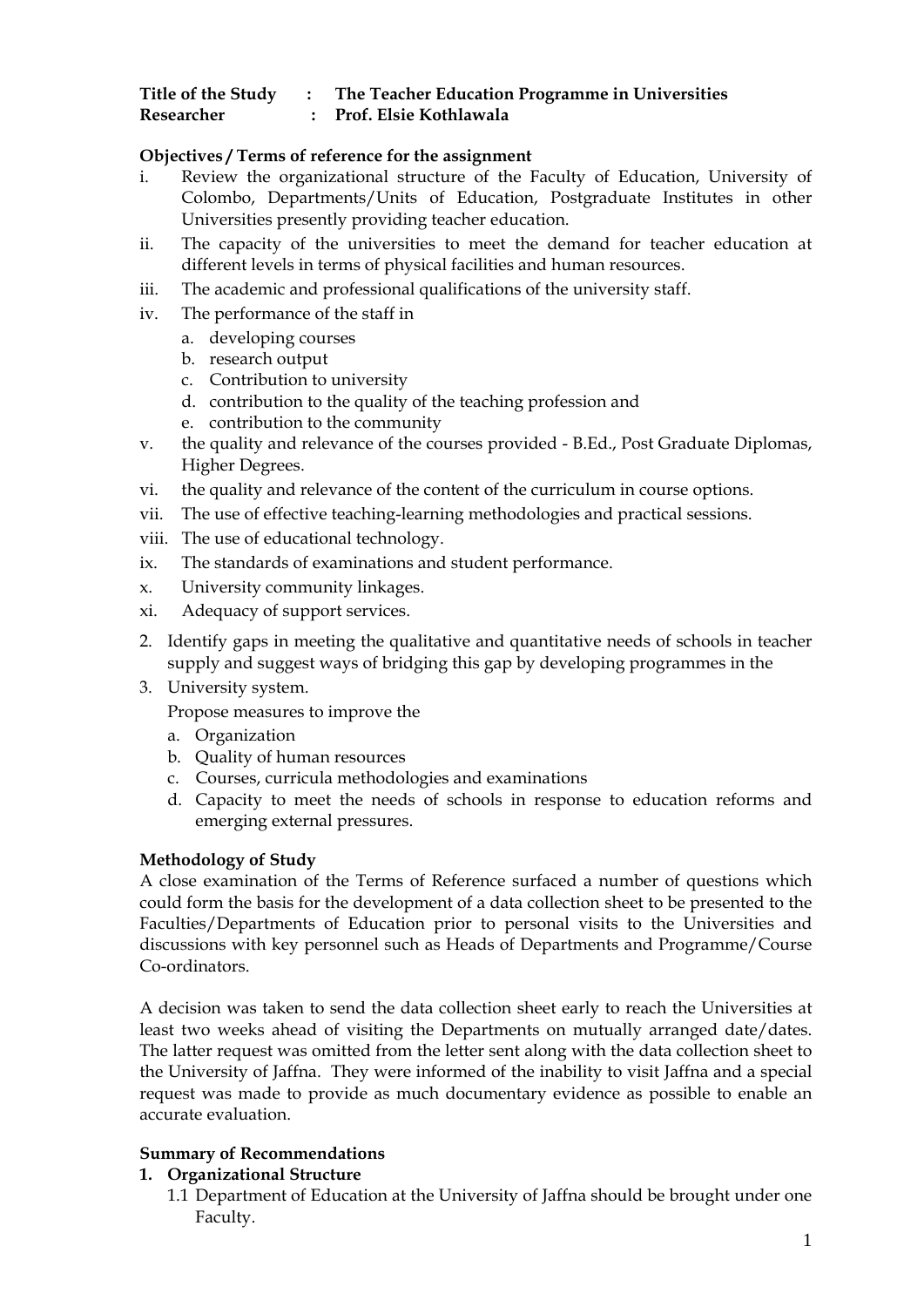**Title of the Study : The Teacher Education Programme in Universities**
**Researcher : Prof. Elsie Kothlawala**

**Objectives / Terms of reference for the assignment**

i. Review the organizational structure of the Faculty of Education, University of Colombo, Departments/Units of Education, Postgraduate Institutes in other Universities presently providing teacher education.
ii. The capacity of the universities to meet the demand for teacher education at different levels in terms of physical facilities and human resources.
iii. The academic and professional qualifications of the university staff.
iv. The performance of the staff in
   a. developing courses
   b. research output
   c. Contribution to university
   d. contribution to the quality of the teaching profession and
   e. contribution to the community
v. the quality and relevance of the courses provided - B.Ed., Post Graduate Diplomas, Higher Degrees.
vi. the quality and relevance of the content of the curriculum in course options.
vii. The use of effective teaching-learning methodologies and practical sessions.
viii. The use of educational technology.
ix. The standards of examinations and student performance.
x. University community linkages.
xi. Adequacy of support services.

2. Identify gaps in meeting the qualitative and quantitative needs of schools in teacher supply and suggest ways of bridging this gap by developing programmes in the
3. University system.

   Propose measures to improve the
   a. Organization
   b. Quality of human resources
   c. Courses, curricula methodologies and examinations
   d. Capacity to meet the needs of schools in response to education reforms and emerging external pressures.

**Methodology of Study**

A close examination of the Terms of Reference surfaced a number of questions which could form the basis for the development of a data collection sheet to be presented to the Faculties/Departments of Education prior to personal visits to the Universities and discussions with key personnel such as Heads of Departments and Programme/Course Co-ordinators.

A decision was taken to send the data collection sheet early to reach the Universities at least two weeks ahead of visiting the Departments on mutually arranged date/dates. The latter request was omitted from the letter sent along with the data collection sheet to the University of Jaffna. They were informed of the inability to visit Jaffna and a special request was made to provide as much documentary evidence as possible to enable an accurate evaluation.

**Summary of Recommendations**

**1. Organizational Structure**

1.1 Department of Education at the University of Jaffna should be brought under one Faculty.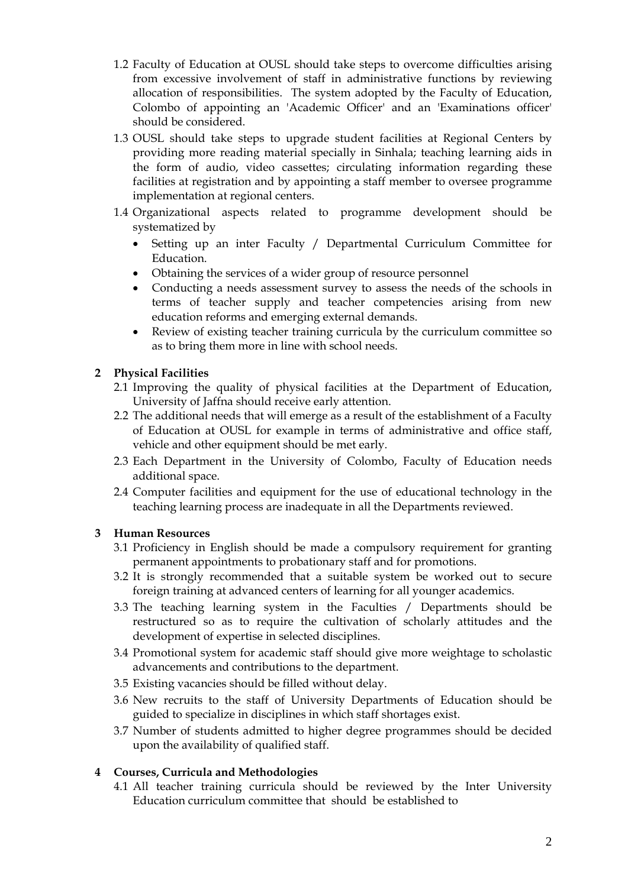1.2 Faculty of Education at OUSL should take steps to overcome difficulties arising from excessive involvement of staff in administrative functions by reviewing allocation of responsibilities. The system adopted by the Faculty of Education, Colombo of appointing an 'Academic Officer' and an 'Examinations officer' should be considered.

1.3 OUSL should take steps to upgrade student facilities at Regional Centers by providing more reading material specially in Sinhala; teaching learning aids in the form of audio, video cassettes; circulating information regarding these facilities at registration and by appointing a staff member to oversee programme implementation at regional centers.

1.4 Organizational aspects related to programme development should be systematized by

- Setting up an inter Faculty / Departmental Curriculum Committee for Education.
- Obtaining the services of a wider group of resource personnel
- Conducting a needs assessment survey to assess the needs of the schools in terms of teacher supply and teacher competencies arising from new education reforms and emerging external demands.
- Review of existing teacher training curricula by the curriculum committee so as to bring them more in line with school needs.

**2 Physical Facilities**

2.1 Improving the quality of physical facilities at the Department of Education, University of Jaffna should receive early attention.

2.2 The additional needs that will emerge as a result of the establishment of a Faculty of Education at OUSL for example in terms of administrative and office staff, vehicle and other equipment should be met early.

2.3 Each Department in the University of Colombo, Faculty of Education needs additional space.

2.4 Computer facilities and equipment for the use of educational technology in the teaching learning process are inadequate in all the Departments reviewed.

**3 Human Resources**

3.1 Proficiency in English should be made a compulsory requirement for granting permanent appointments to probationary staff and for promotions.

3.2 It is strongly recommended that a suitable system be worked out to secure foreign training at advanced centers of learning for all younger academics.

3.3 The teaching learning system in the Faculties / Departments should be restructured so as to require the cultivation of scholarly attitudes and the development of expertise in selected disciplines.

3.4 Promotional system for academic staff should give more weightage to scholastic advancements and contributions to the department.

3.5 Existing vacancies should be filled without delay.

3.6 New recruits to the staff of University Departments of Education should be guided to specialize in disciplines in which staff shortages exist.

3.7 Number of students admitted to higher degree programmes should be decided upon the availability of qualified staff.

**4 Courses, Curricula and Methodologies**

4.1 All teacher training curricula should be reviewed by the Inter University Education curriculum committee that should be established to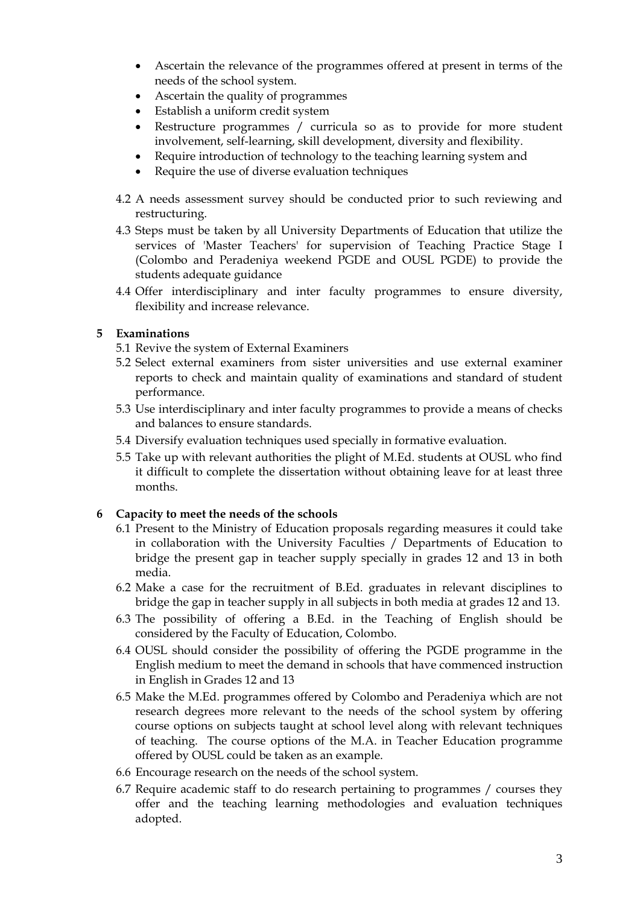- Ascertain the relevance of the programmes offered at present in terms of the needs of the school system.
- Ascertain the quality of programmes
- Establish a uniform credit system
- Restructure programmes / curricula so as to provide for more student involvement, self-learning, skill development, diversity and flexibility.
- Require introduction of technology to the teaching learning system and
- Require the use of diverse evaluation techniques

4.2 A needs assessment survey should be conducted prior to such reviewing and restructuring.

4.3 Steps must be taken by all University Departments of Education that utilize the services of 'Master Teachers' for supervision of Teaching Practice Stage I (Colombo and Peradeniya weekend PGDE and OUSL PGDE) to provide the students adequate guidance

4.4 Offer interdisciplinary and inter faculty programmes to ensure diversity, flexibility and increase relevance.

**5 Examinations**

5.1 Revive the system of External Examiners

5.2 Select external examiners from sister universities and use external examiner reports to check and maintain quality of examinations and standard of student performance.

5.3 Use interdisciplinary and inter faculty programmes to provide a means of checks and balances to ensure standards.

5.4 Diversify evaluation techniques used specially in formative evaluation.

5.5 Take up with relevant authorities the plight of M.Ed. students at OUSL who find it difficult to complete the dissertation without obtaining leave for at least three months.

**6 Capacity to meet the needs of the schools**

6.1 Present to the Ministry of Education proposals regarding measures it could take in collaboration with the University Faculties / Departments of Education to bridge the present gap in teacher supply specially in grades 12 and 13 in both media.

6.2 Make a case for the recruitment of B.Ed. graduates in relevant disciplines to bridge the gap in teacher supply in all subjects in both media at grades 12 and 13.

6.3 The possibility of offering a B.Ed. in the Teaching of English should be considered by the Faculty of Education, Colombo.

6.4 OUSL should consider the possibility of offering the PGDE programme in the English medium to meet the demand in schools that have commenced instruction in English in Grades 12 and 13

6.5 Make the M.Ed. programmes offered by Colombo and Peradeniya which are not research degrees more relevant to the needs of the school system by offering course options on subjects taught at school level along with relevant techniques of teaching. The course options of the M.A. in Teacher Education programme offered by OUSL could be taken as an example.

6.6 Encourage research on the needs of the school system.

6.7 Require academic staff to do research pertaining to programmes / courses they offer and the teaching learning methodologies and evaluation techniques adopted.